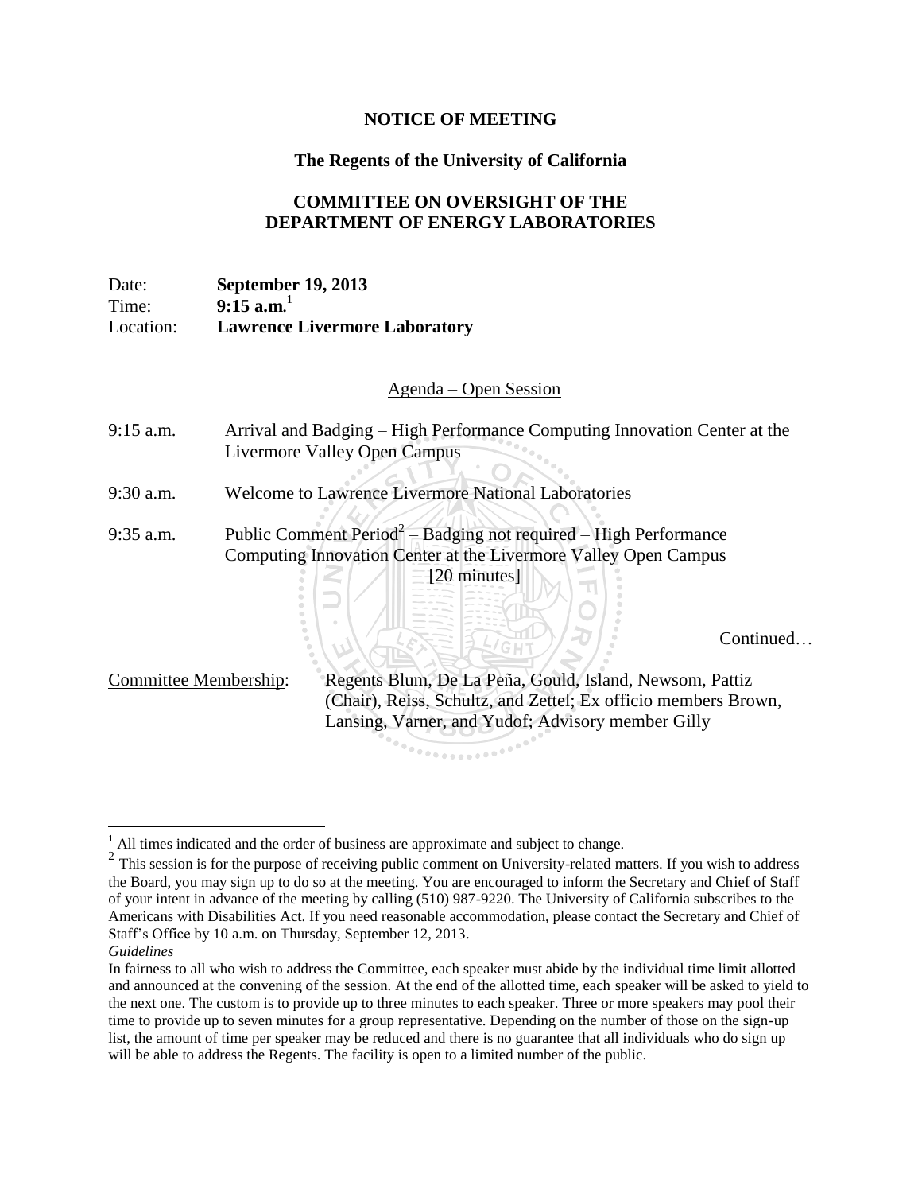# NOTICE OF MEETING

## The Regents of the University of California

## COMMITTEE ON OVERSIGHT OF THE DEPARTMENT OF ENERGY LABORATORIES

Date: **September 19, 2013**
Time: **9:15 a.m.**[1]
Location: **Lawrence Livermore Laboratory**

### Agenda – Open Session

9:15 a.m. Arrival and Badging – High Performance Computing Innovation Center at the Livermore Valley Open Campus

9:30 a.m. Welcome to Lawrence Livermore National Laboratories

9:35 a.m. Public Comment Period[2] – Badging not required – High Performance Computing Innovation Center at the Livermore Valley Open Campus [20 minutes]

Continued…

Committee Membership: Regents Blum, De La Peña, Gould, Island, Newsom, Pattiz (Chair), Reiss, Schultz, and Zettel; Ex officio members Brown, Lansing, Varner, and Yudof; Advisory member Gilly

---

[1] All times indicated and the order of business are approximate and subject to change.

[2] This session is for the purpose of receiving public comment on University-related matters. If you wish to address the Board, you may sign up to do so at the meeting. You are encouraged to inform the Secretary and Chief of Staff of your intent in advance of the meeting by calling (510) 987-9220. The University of California subscribes to the Americans with Disabilities Act. If you need reasonable accommodation, please contact the Secretary and Chief of Staff's Office by 10 a.m. on Thursday, September 12, 2013.

*Guidelines*

In fairness to all who wish to address the Committee, each speaker must abide by the individual time limit allotted and announced at the convening of the session. At the end of the allotted time, each speaker will be asked to yield to the next one. The custom is to provide up to three minutes to each speaker. Three or more speakers may pool their time to provide up to seven minutes for a group representative. Depending on the number of those on the sign-up list, the amount of time per speaker may be reduced and there is no guarantee that all individuals who do sign up will be able to address the Regents. The facility is open to a limited number of the public.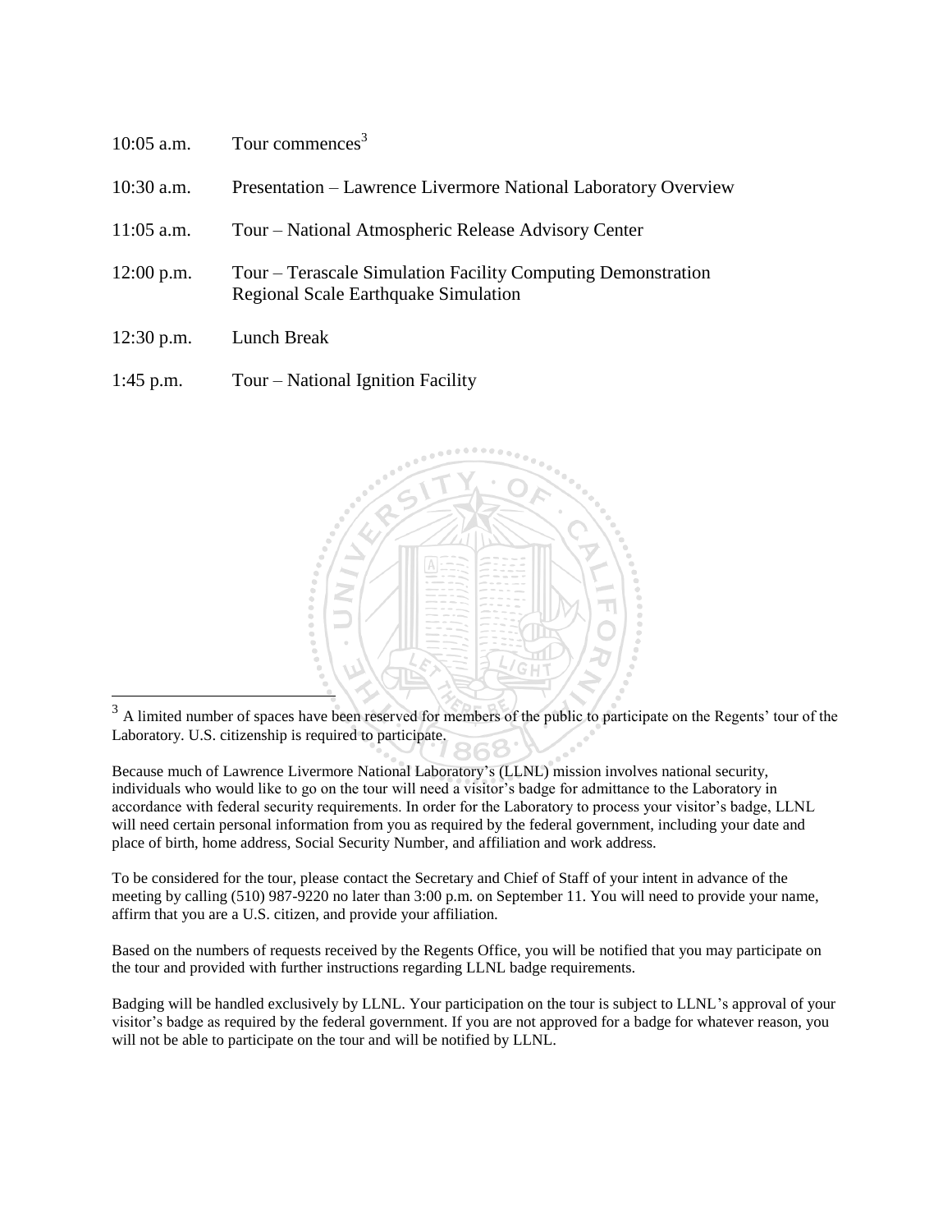| | |
|---|---|
| 10:05 a.m. | Tour commences[3] |
| 10:30 a.m. | Presentation – Lawrence Livermore National Laboratory Overview |
| 11:05 a.m. | Tour – National Atmospheric Release Advisory Center |
| 12:00 p.m. | Tour – Terascale Simulation Facility Computing Demonstration Regional Scale Earthquake Simulation |
| 12:30 p.m. | Lunch Break |
| 1:45 p.m. | Tour – National Ignition Facility |

[3] A limited number of spaces have been reserved for members of the public to participate on the Regents' tour of the Laboratory. U.S. citizenship is required to participate.

Because much of Lawrence Livermore National Laboratory's (LLNL) mission involves national security, individuals who would like to go on the tour will need a visitor's badge for admittance to the Laboratory in accordance with federal security requirements. In order for the Laboratory to process your visitor's badge, LLNL will need certain personal information from you as required by the federal government, including your date and place of birth, home address, Social Security Number, and affiliation and work address.

To be considered for the tour, please contact the Secretary and Chief of Staff of your intent in advance of the meeting by calling (510) 987-9220 no later than 3:00 p.m. on September 11. You will need to provide your name, affirm that you are a U.S. citizen, and provide your affiliation.

Based on the numbers of requests received by the Regents Office, you will be notified that you may participate on the tour and provided with further instructions regarding LLNL badge requirements.

Badging will be handled exclusively by LLNL. Your participation on the tour is subject to LLNL's approval of your visitor's badge as required by the federal government. If you are not approved for a badge for whatever reason, you will not be able to participate on the tour and will be notified by LLNL.